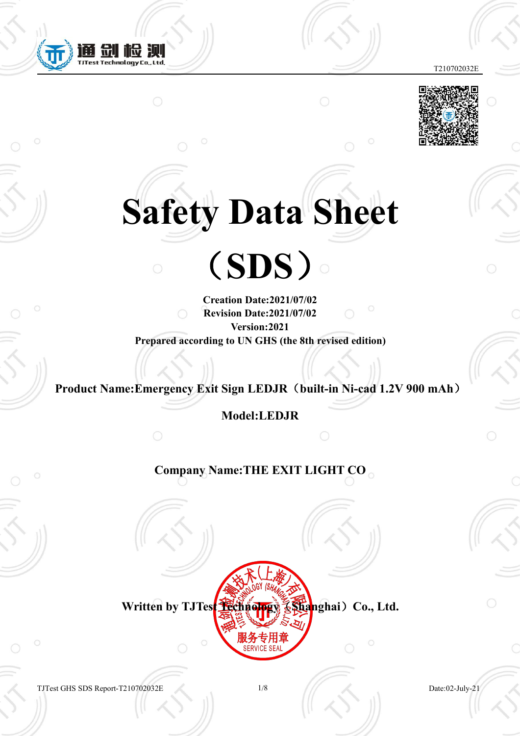T210702032E

# Safety Data Sheet

# （SDS）

**Creation Date:2021/07/02**
**Revision Date:2021/07/02**
**Version:2021**
**Prepared according to UN GHS (the 8th revised edition)**

**Product Name:Emergency Exit Sign LEDJR（built-in Ni-cad 1.2V 900 mAh）**

**Model:LEDJR**

**Company Name:THE EXIT LIGHT CO**

**Written by TJTest Technology（Shanghai）Co., Ltd.**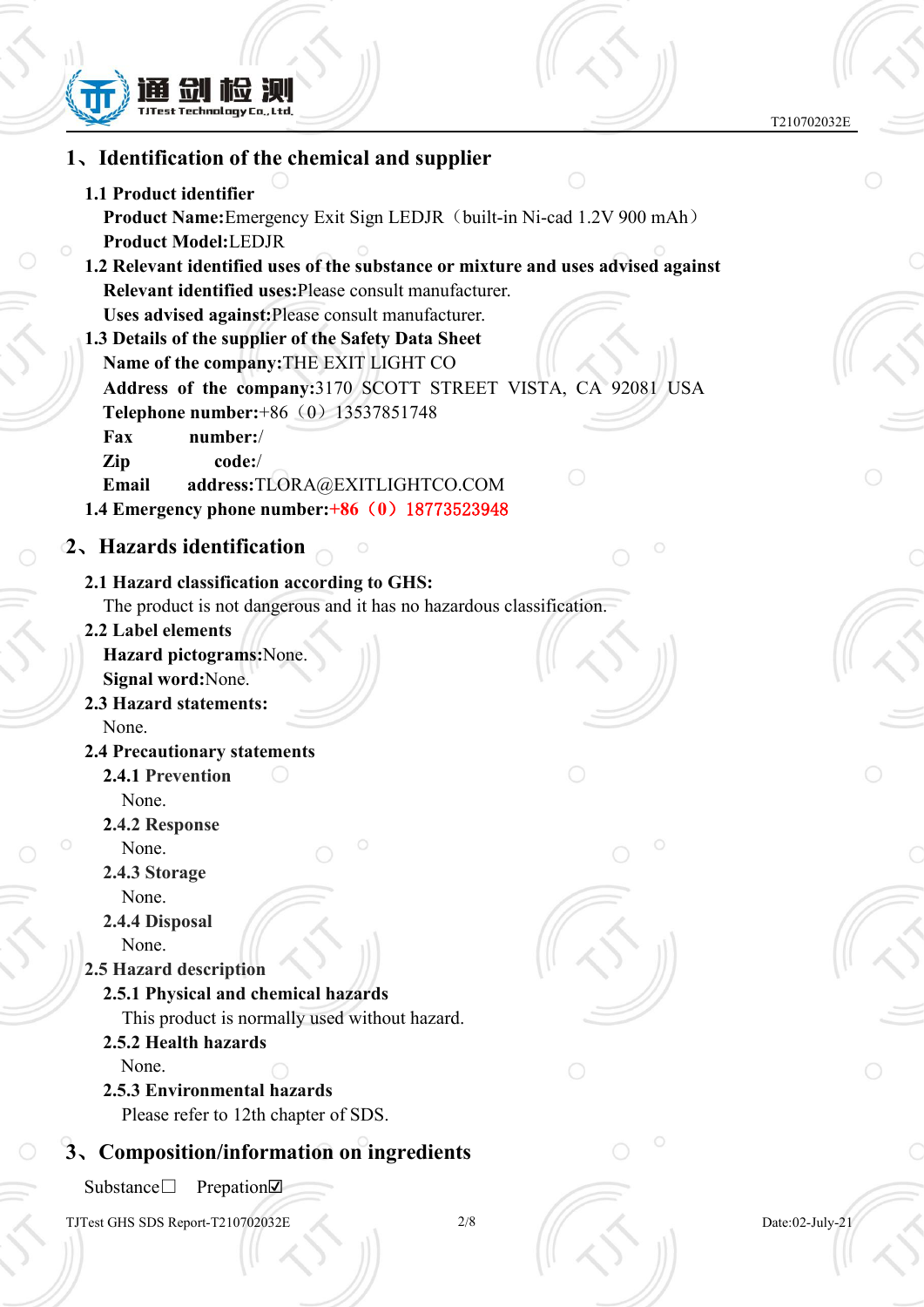## 1、Identification of the chemical and supplier

### 1.1 Product identifier

**Product Name:** Emergency Exit Sign LEDJR（built-in Ni-cad 1.2V 900 mAh）

**Product Model:** LEDJR

### 1.2 Relevant identified uses of the substance or mixture and uses advised against

**Relevant identified uses:** Please consult manufacturer.

**Uses advised against:** Please consult manufacturer.

### 1.3 Details of the supplier of the Safety Data Sheet

**Name of the company:** THE EXIT LIGHT CO

**Address of the company:** 3170 SCOTT STREET VISTA, CA 92081 USA

**Telephone number:** +86（0）13537851748

**Fax number:** /

**Zip code:** /

**Email address:** TLORA@EXITLIGHTCO.COM

### 1.4 Emergency phone number: +86（0）18773523948

## 2、Hazards identification

### 2.1 Hazard classification according to GHS:

The product is not dangerous and it has no hazardous classification.

### 2.2 Label elements

**Hazard pictograms:** None.

**Signal word:** None.

### 2.3 Hazard statements:

None.

### 2.4 Precautionary statements

#### 2.4.1 Prevention

None.

#### 2.4.2 Response

None.

#### 2.4.3 Storage

None.

#### 2.4.4 Disposal

None.

### 2.5 Hazard description

#### 2.5.1 Physical and chemical hazards

This product is normally used without hazard.

#### 2.5.2 Health hazards

None.

#### 2.5.3 Environmental hazards

Please refer to 12th chapter of SDS.

## 3、Composition/information on ingredients

Substance☐  Prepation☑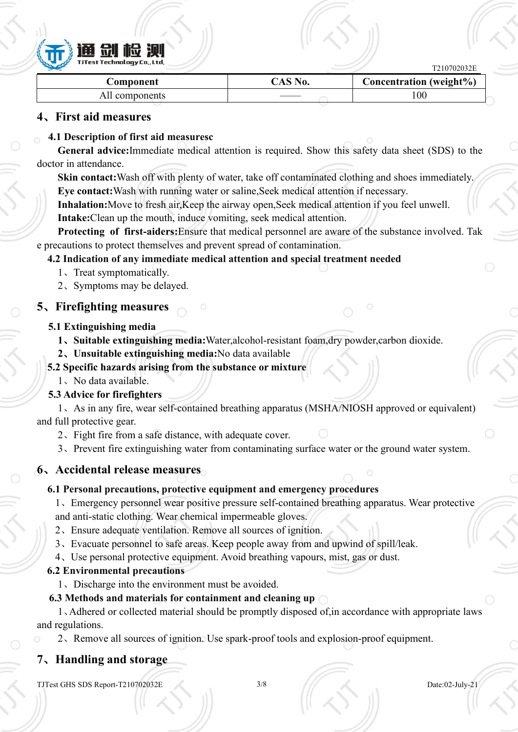| Component | CAS No. | Concentration (weight%) |
|---|---|---|
| All components | —— | 100 |

## 4、First aid measures

### 4.1 Description of first aid measuresc

**General advice:**Immediate medical attention is required. Show this safety data sheet (SDS) to the doctor in attendance.

**Skin contact:**Wash off with plenty of water, take off contaminated clothing and shoes immediately.

**Eye contact:**Wash with running water or saline,Seek medical attention if necessary.

**Inhalation:**Move to fresh air,Keep the airway open,Seek medical attention if you feel unwell.

**Intake:**Clean up the mouth, induce vomiting, seek medical attention.

**Protecting of first-aiders:**Ensure that medical personnel are aware of the substance involved. Take precautions to protect themselves and prevent spread of contamination.

### 4.2 Indication of any immediate medical attention and special treatment needed

1、Treat symptomatically.

2、Symptoms may be delayed.

## 5、Firefighting measures

### 5.1 Extinguishing media

**1、Suitable extinguishing media:**Water,alcohol-resistant foam,dry powder,carbon dioxide.

**2、Unsuitable extinguishing media:**No data available

### 5.2 Specific hazards arising from the substance or mixture

1、No data available.

### 5.3 Advice for firefighters

1、As in any fire, wear self-contained breathing apparatus (MSHA/NIOSH approved or equivalent) and full protective gear.

2、Fight fire from a safe distance, with adequate cover.

3、Prevent fire extinguishing water from contaminating surface water or the ground water system.

## 6、Accidental release measures

### 6.1 Personal precautions, protective equipment and emergency procedures

1、Emergency personnel wear positive pressure self-contained breathing apparatus. Wear protective and anti-static clothing. Wear chemical impermeable gloves.

2、Ensure adequate ventilation. Remove all sources of ignition.

3、Evacuate personnel to safe areas. Keep people away from and upwind of spill/leak.

4、Use personal protective equipment. Avoid breathing vapours, mist, gas or dust.

### 6.2 Environmental precautions

1、Discharge into the environment must be avoided.

### 6.3 Methods and materials for containment and cleaning up

1、Adhered or collected material should be promptly disposed of,in accordance with appropriate laws and regulations.

2、Remove all sources of ignition. Use spark-proof tools and explosion-proof equipment.

## 7、Handling and storage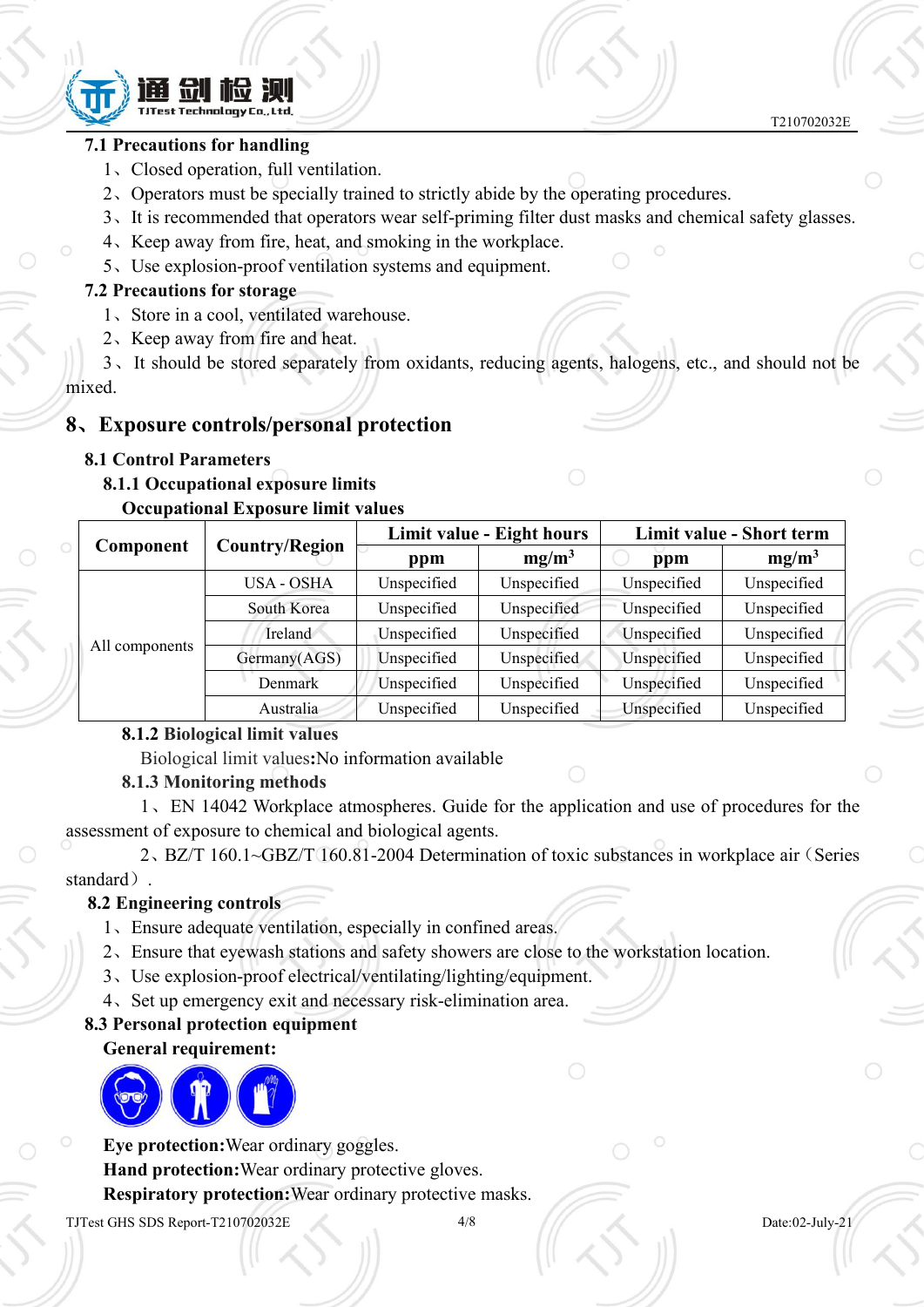### 7.1 Precautions for handling

1、Closed operation, full ventilation.

2、Operators must be specially trained to strictly abide by the operating procedures.

3、It is recommended that operators wear self-priming filter dust masks and chemical safety glasses.

4、Keep away from fire, heat, and smoking in the workplace.

5、Use explosion-proof ventilation systems and equipment.

### 7.2 Precautions for storage

1、Store in a cool, ventilated warehouse.

2、Keep away from fire and heat.

3、It should be stored separately from oxidants, reducing agents, halogens, etc., and should not be mixed.

## 8、Exposure controls/personal protection

### 8.1 Control Parameters

#### 8.1.1 Occupational exposure limits

**Occupational Exposure limit values**

| Component | Country/Region | Limit value - Eight hours | | Limit value - Short term | |
|---|---|---|---|---|---|
| | | ppm | $mg/m^3$ | ppm | $mg/m^3$ |
| All components | USA - OSHA | Unspecified | Unspecified | Unspecified | Unspecified |
| | South Korea | Unspecified | Unspecified | Unspecified | Unspecified |
| | Ireland | Unspecified | Unspecified | Unspecified | Unspecified |
| | Germany(AGS) | Unspecified | Unspecified | Unspecified | Unspecified |
| | Denmark | Unspecified | Unspecified | Unspecified | Unspecified |
| | Australia | Unspecified | Unspecified | Unspecified | Unspecified |

#### 8.1.2 Biological limit values

Biological limit values**:**No information available

#### 8.1.3 Monitoring methods

1、EN 14042 Workplace atmospheres. Guide for the application and use of procedures for the assessment of exposure to chemical and biological agents.

2、BZ/T 160.1~GBZ/T 160.81-2004 Determination of toxic substances in workplace air（Series standard）.

### 8.2 Engineering controls

1、Ensure adequate ventilation, especially in confined areas.

2、Ensure that eyewash stations and safety showers are close to the workstation location.

3、Use explosion-proof electrical/ventilating/lighting/equipment.

4、Set up emergency exit and necessary risk-elimination area.

### 8.3 Personal protection equipment

**General requirement:**

**Eye protection:**Wear ordinary goggles.

**Hand protection:**Wear ordinary protective gloves.

**Respiratory protection:**Wear ordinary protective masks.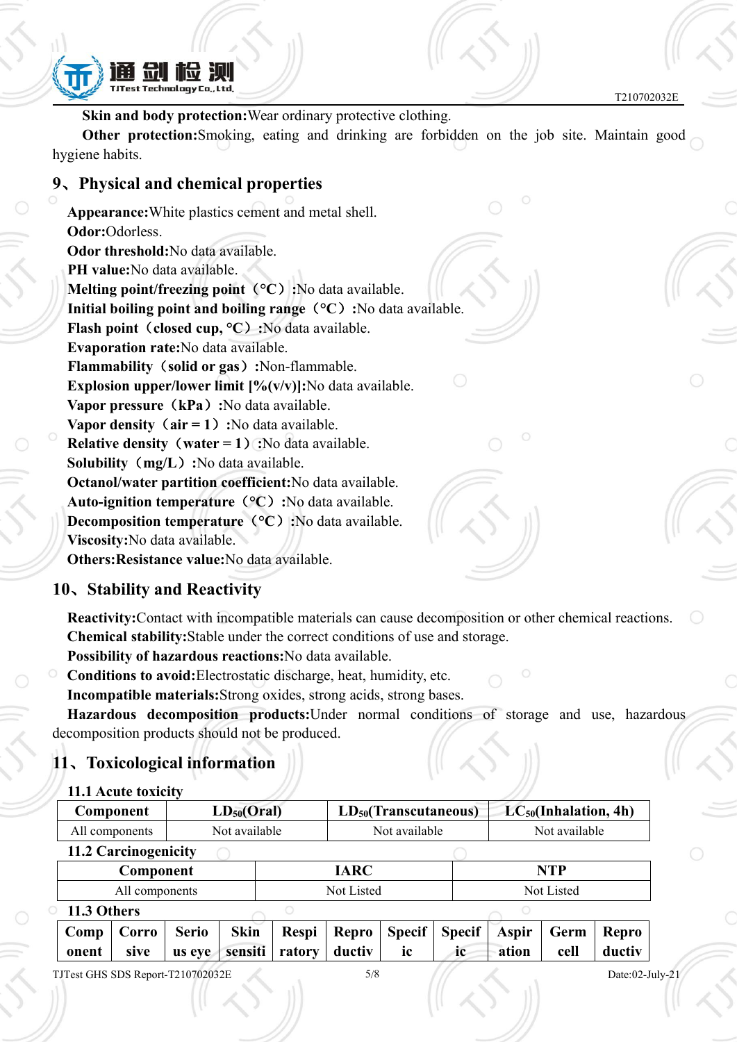**Skin and body protection:**Wear ordinary protective clothing.

**Other protection:**Smoking, eating and drinking are forbidden on the job site. Maintain good hygiene habits.

## 9、Physical and chemical properties

**Appearance:**White plastics cement and metal shell.
**Odor:**Odorless.
**Odor threshold:**No data available.
**PH value:**No data available.
**Melting point/freezing point（°C）:**No data available.
**Initial boiling point and boiling range（°C）:**No data available.
**Flash point（closed cup, °C）:**No data available.
**Evaporation rate:**No data available.
**Flammability（solid or gas）:**Non-flammable.
**Explosion upper/lower limit [%(v/v)]:**No data available.
**Vapor pressure（kPa）:**No data available.
**Vapor density（air = 1）:**No data available.
**Relative density（water = 1）:**No data available.
**Solubility（mg/L）:**No data available.
**Octanol/water partition coefficient:**No data available.
**Auto-ignition temperature（°C）:**No data available.
**Decomposition temperature（°C）:**No data available.
**Viscosity:**No data available.
**Others:Resistance value:**No data available.

## 10、Stability and Reactivity

**Reactivity:**Contact with incompatible materials can cause decomposition or other chemical reactions.
**Chemical stability:**Stable under the correct conditions of use and storage.
**Possibility of hazardous reactions:**No data available.
**Conditions to avoid:**Electrostatic discharge, heat, humidity, etc.
**Incompatible materials:**Strong oxides, strong acids, strong bases.
**Hazardous decomposition products:**Under normal conditions of storage and use, hazardous decomposition products should not be produced.

## 11、Toxicological information

### 11.1 Acute toxicity

| Component | $LD_{50}$(Oral) | $LD_{50}$(Transcutaneous) | $LC_{50}$(Inhalation, 4h) |
|---|---|---|---|
| All components | Not available | Not available | Not available |

### 11.2 Carcinogenicity

| Component | IARC | NTP |
|---|---|---|
| All components | Not Listed | Not Listed |

### 11.3 Others

| Component | Corrosive | Serious eye | Skin sensiti | Respiratory | Reproductiv | Specific | Specific | Aspiration | Germ cell | Reproductiv |
|---|---|---|---|---|---|---|---|---|---|---|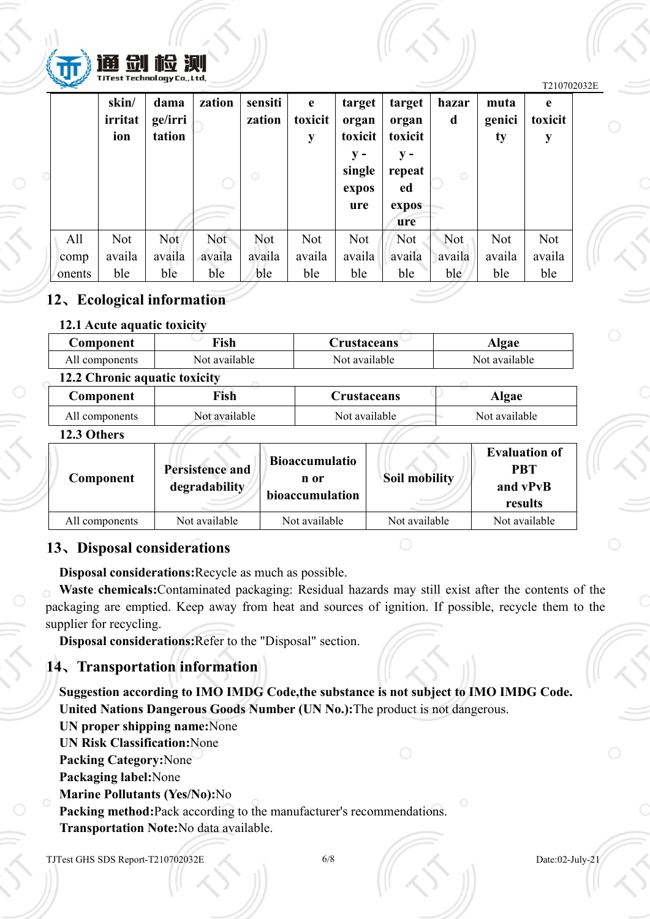| | skin/ irritation | damage/irritation | zation | sensitization | e toxicity | target organ toxicity - single exposure | target organ toxicity - repeated exposure | hazard | mutagenicity | e toxicity |
|---|---|---|---|---|---|---|---|---|---|---|
| All components | Not available | Not available | Not available | Not available | Not available | Not available | Not available | Not available | Not available | Not available |

## 12、Ecological information

### 12.1 Acute aquatic toxicity

| Component | Fish | Crustaceans | Algae |
|---|---|---|---|
| All components | Not available | Not available | Not available |

### 12.2 Chronic aquatic toxicity

| Component | Fish | Crustaceans | Algae |
|---|---|---|---|
| All components | Not available | Not available | Not available |

### 12.3 Others

| Component | Persistence and degradability | Bioaccumulation or bioaccumulation | Soil mobility | Evaluation of PBT and vPvB results |
|---|---|---|---|---|
| All components | Not available | Not available | Not available | Not available |

## 13、Disposal considerations

**Disposal considerations:**Recycle as much as possible.

**Waste chemicals:**Contaminated packaging: Residual hazards may still exist after the contents of the packaging are emptied. Keep away from heat and sources of ignition. If possible, recycle them to the supplier for recycling.

**Disposal considerations:**Refer to the "Disposal" section.

## 14、Transportation information

**Suggestion according to IMO IMDG Code,the substance is not subject to IMO IMDG Code.**

**United Nations Dangerous Goods Number (UN No.):**The product is not dangerous.

**UN proper shipping name:**None

**UN Risk Classification:**None

**Packing Category:**None

**Packaging label:**None

**Marine Pollutants (Yes/No):**No

**Packing method:**Pack according to the manufacturer's recommendations.

**Transportation Note:**No data available.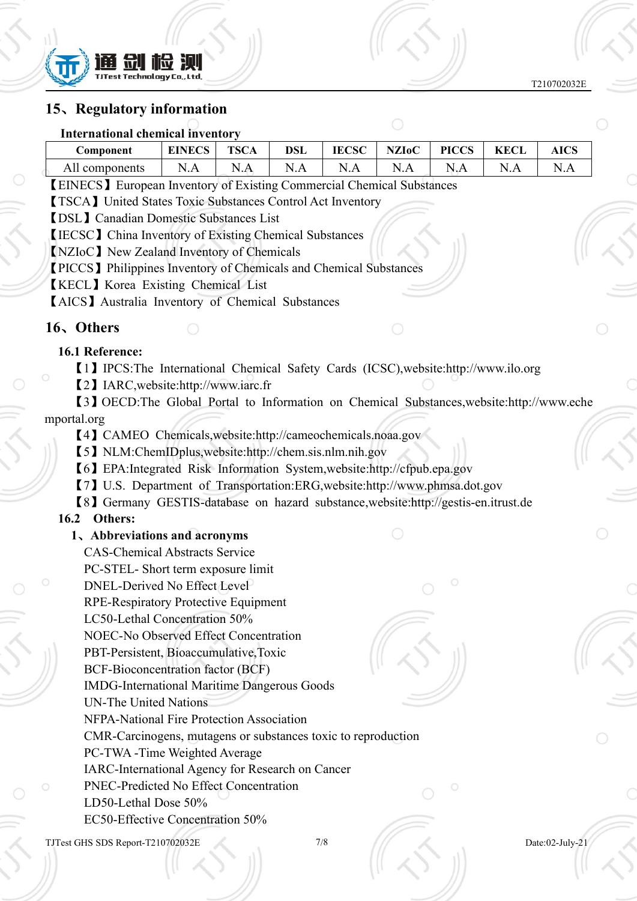## 15、Regulatory information

**International chemical inventory**

| Component | EINECS | TSCA | DSL | IECSC | NZIoC | PICCS | KECL | AICS |
|---|---|---|---|---|---|---|---|---|
| All components | N.A | N.A | N.A | N.A | N.A | N.A | N.A | N.A |

【EINECS】European Inventory of Existing Commercial Chemical Substances

【TSCA】United States Toxic Substances Control Act Inventory

【DSL】Canadian Domestic Substances List

【IECSC】China Inventory of Existing Chemical Substances

【NZIoC】New Zealand Inventory of Chemicals

【PICCS】Philippines Inventory of Chemicals and Chemical Substances

【KECL】Korea Existing Chemical List

【AICS】Australia Inventory of Chemical Substances

## 16、Others

**16.1 Reference:**

【1】IPCS:The International Chemical Safety Cards (ICSC),website:http://www.ilo.org

【2】IARC,website:http://www.iarc.fr

【3】OECD:The Global Portal to Information on Chemical Substances,website:http://www.echemportal.org

【4】CAMEO Chemicals,website:http://cameochemicals.noaa.gov

【5】NLM:ChemIDplus,website:http://chem.sis.nlm.nih.gov

【6】EPA:Integrated Risk Information System,website:http://cfpub.epa.gov

【7】U.S. Department of Transportation:ERG,website:http://www.phmsa.dot.gov

【8】Germany GESTIS-database on hazard substance,website:http://gestis-en.itrust.de

**16.2 Others:**

**1、Abbreviations and acronyms**

CAS-Chemical Abstracts Service

PC-STEL- Short term exposure limit

DNEL-Derived No Effect Level

RPE-Respiratory Protective Equipment

LC50-Lethal Concentration 50%

NOEC-No Observed Effect Concentration

PBT-Persistent, Bioaccumulative,Toxic

BCF-Bioconcentration factor (BCF)

IMDG-International Maritime Dangerous Goods

UN-The United Nations

NFPA-National Fire Protection Association

CMR-Carcinogens, mutagens or substances toxic to reproduction

PC-TWA -Time Weighted Average

IARC-International Agency for Research on Cancer

PNEC-Predicted No Effect Concentration

LD50-Lethal Dose 50%

EC50-Effective Concentration 50%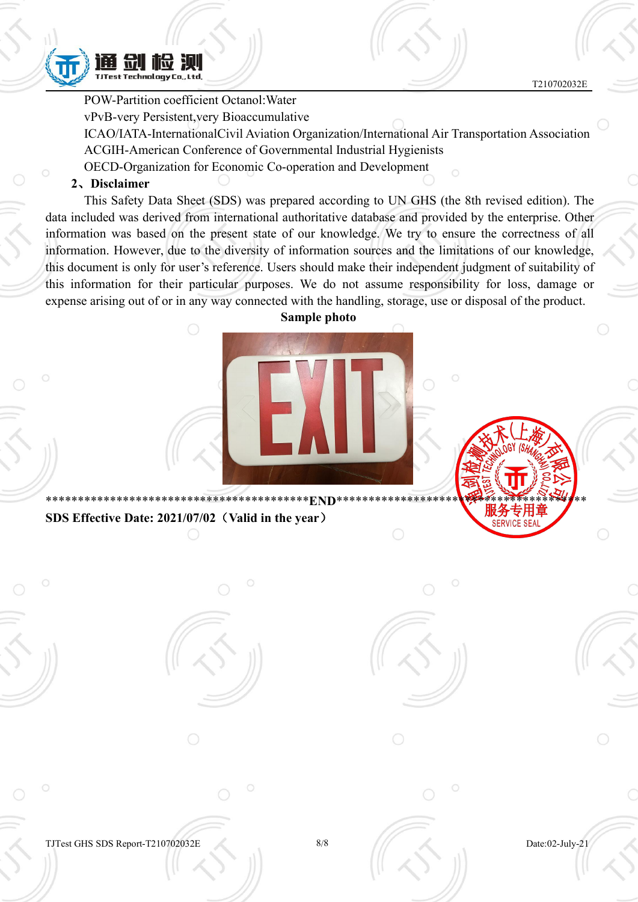POW-Partition coefficient Octanol:Water

vPvB-very Persistent,very Bioaccumulative

ICAO/IATA-InternationalCivil Aviation Organization/International Air Transportation Association

ACGIH-American Conference of Governmental Industrial Hygienists

OECD-Organization for Economic Co-operation and Development

**2、Disclaimer**

This Safety Data Sheet (SDS) was prepared according to UN GHS (the 8th revised edition). The data included was derived from international authoritative database and provided by the enterprise. Other information was based on the present state of our knowledge. We try to ensure the correctness of all information. However, due to the diversity of information sources and the limitations of our knowledge, this document is only for user's reference. Users should make their independent judgment of suitability of this information for their particular purposes. We do not assume responsibility for loss, damage or expense arising out of or in any way connected with the handling, storage, use or disposal of the product.

**Sample photo**

*****************************************END*****************************************

**SDS Effective Date: 2021/07/02（Valid in the year）**